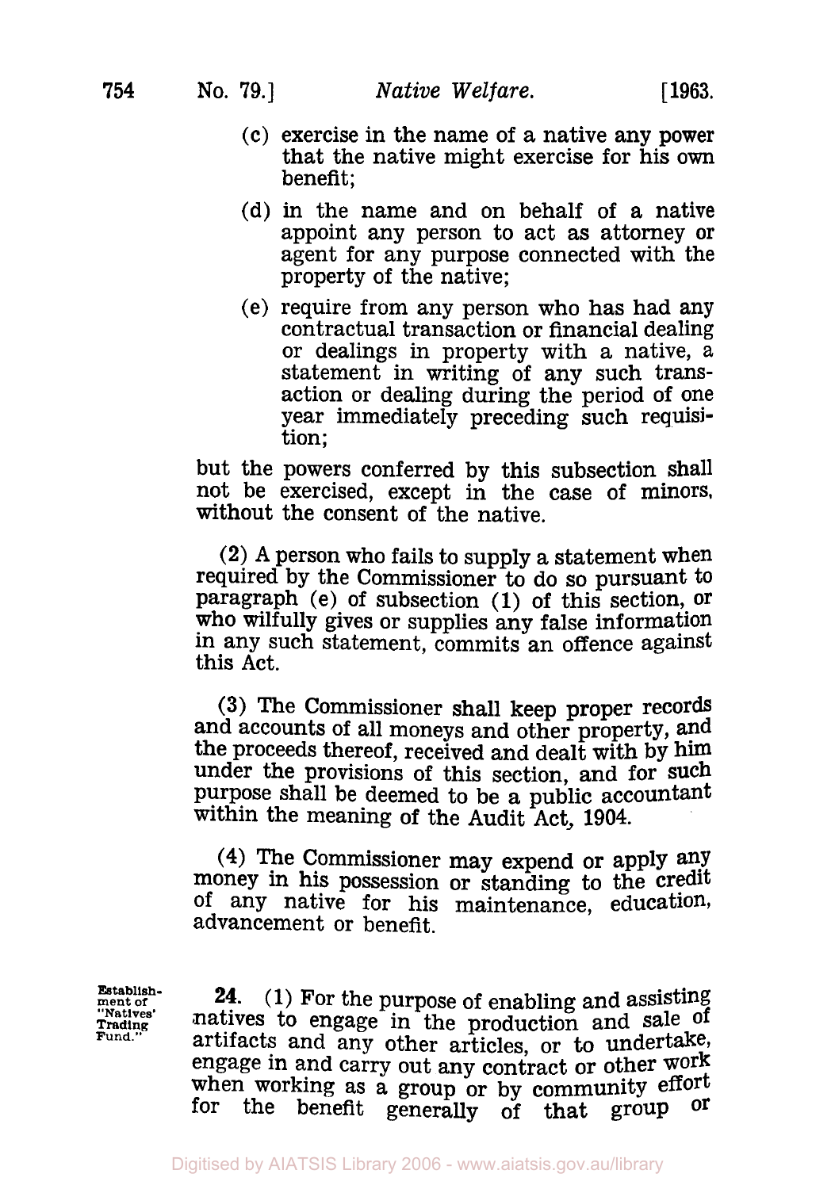(c) exercise in the name of a native any power that the native might exercise for his own benefit;

(d) in the name and on behalf of a native appoint any person to act as attorney or agent for any purpose connected with the property of the native;

(e) require from any person who has had any contractual transaction or financial dealing or dealings in property with a native, a statement in writing of any such transaction or dealing during the period of one year immediately preceding such requisition;

but the powers conferred by this subsection shall not be exercised, except in the case of minors, without the consent of the native.

(2) A person who fails to supply a statement when required by the Commissioner to do so pursuant to paragraph (e) of subsection (1) of this section, or who wilfully gives or supplies any false information in any such statement, commits an offence against this Act.

(3) The Commissioner shall keep proper records and accounts of all moneys and other property, and the proceeds thereof, received and dealt with by him under the provisions of this section, and for such purpose shall be deemed to be a public accountant within the meaning of the Audit Act, 1904.

(4) The Commissioner may expend or apply any money in his possession or standing to the credit of any native for his maintenance, education, advancement or benefit.

Establishment of "Natives' Trading Fund."

**24.** (1) For the purpose of enabling and assisting natives to engage in the production and sale of artifacts and any other articles, or to undertake, engage in and carry out any contract or other work when working as a group or by community effort for the benefit generally of that group or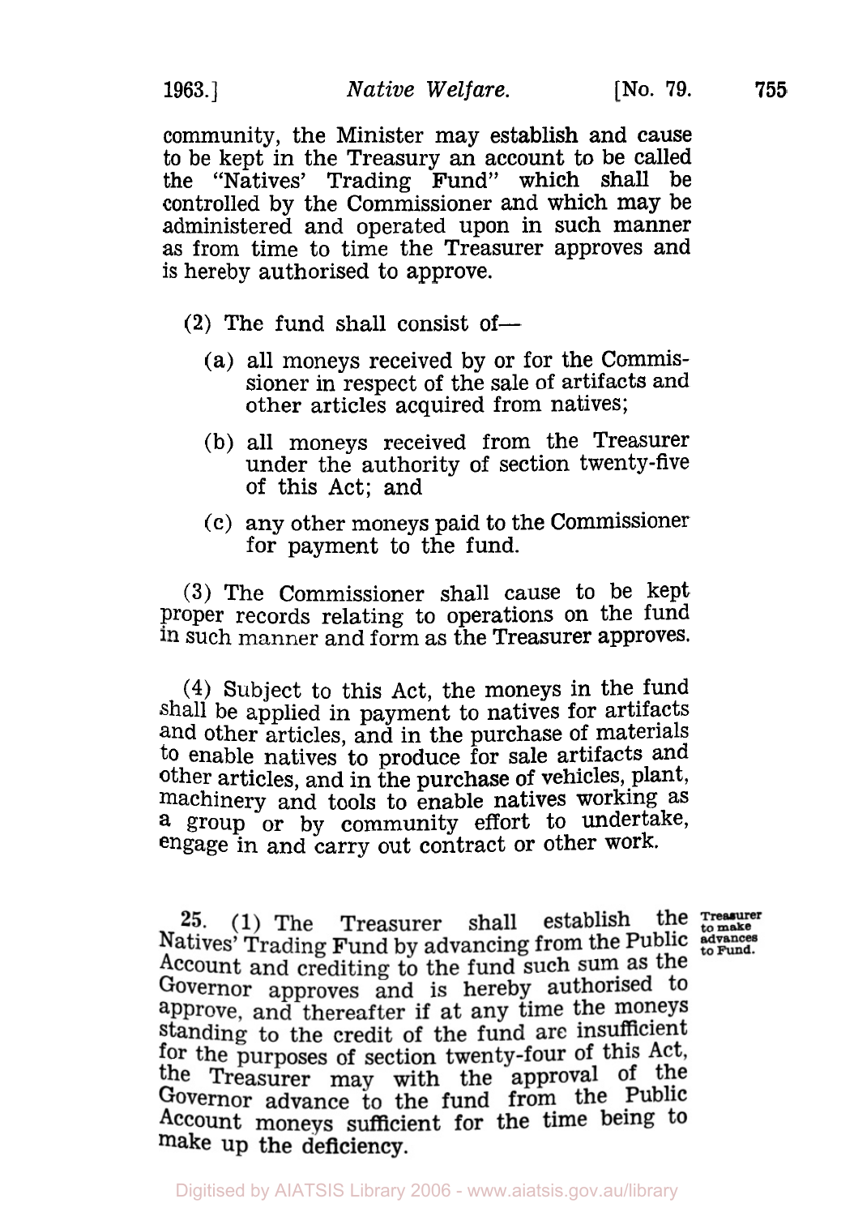community, the Minister may establish and cause to be kept in the Treasury an account to be called the "Natives' Trading Fund" which shall be controlled by the Commissioner and which may be administered and operated upon in such manner as from time to time the Treasurer approves and is hereby authorised to approve.

(2) The fund shall consist of—

(a) all moneys received by or for the Commissioner in respect of the sale of artifacts and other articles acquired from natives;

(b) all moneys received from the Treasurer under the authority of section twenty-five of this Act; and

(c) any other moneys paid to the Commissioner for payment to the fund.

(3) The Commissioner shall cause to be kept proper records relating to operations on the fund in such manner and form as the Treasurer approves.

(4) Subject to this Act, the moneys in the fund shall be applied in payment to natives for artifacts and other articles, and in the purchase of materials to enable natives to produce for sale artifacts and other articles, and in the purchase of vehicles, plant, machinery and tools to enable natives working as a group or by community effort to undertake, engage in and carry out contract or other work.

**Treasurer to make advances to Fund.**

25. (1) The Treasurer shall establish the Natives' Trading Fund by advancing from the Public Account and crediting to the fund such sum as the Governor approves and is hereby authorised to approve, and thereafter if at any time the moneys standing to the credit of the fund are insufficient for the purposes of section twenty-four of this Act, the Treasurer may with the approval of the Governor advance to the fund from the Public Account moneys sufficient for the time being to make up the deficiency.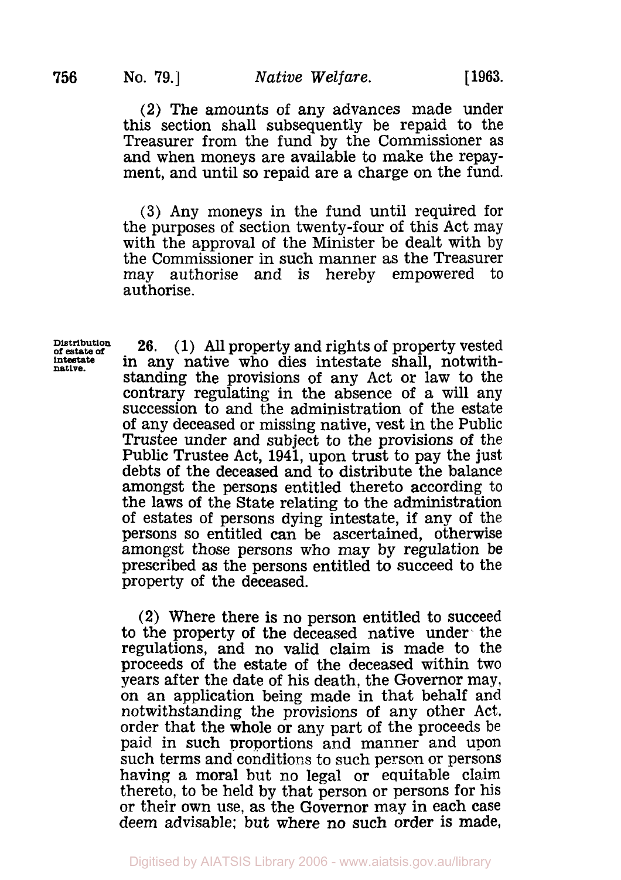(2) The amounts of any advances made under this section shall subsequently be repaid to the Treasurer from the fund by the Commissioner as and when moneys are available to make the repayment, and until so repaid are a charge on the fund.

(3) Any moneys in the fund until required for the purposes of section twenty-four of this Act may with the approval of the Minister be dealt with by the Commissioner in such manner as the Treasurer may authorise and is hereby empowered to authorise.

**Distribution of estate of intestate native.**

**26.** (1) All property and rights of property vested in any native who dies intestate shall, notwithstanding the provisions of any Act or law to the contrary regulating in the absence of a will any succession to and the administration of the estate of any deceased or missing native, vest in the Public Trustee under and subject to the provisions of the Public Trustee Act, 1941, upon trust to pay the just debts of the deceased and to distribute the balance amongst the persons entitled thereto according to the laws of the State relating to the administration of estates of persons dying intestate, if any of the persons so entitled can be ascertained, otherwise amongst those persons who may by regulation be prescribed as the persons entitled to succeed to the property of the deceased.

(2) Where there is no person entitled to succeed to the property of the deceased native under the regulations, and no valid claim is made to the proceeds of the estate of the deceased within two years after the date of his death, the Governor may, on an application being made in that behalf and notwithstanding the provisions of any other Act, order that the whole or any part of the proceeds be paid in such proportions and manner and upon such terms and conditions to such person or persons having a moral but no legal or equitable claim thereto, to be held by that person or persons for his or their own use, as the Governor may in each case deem advisable; but where no such order is made,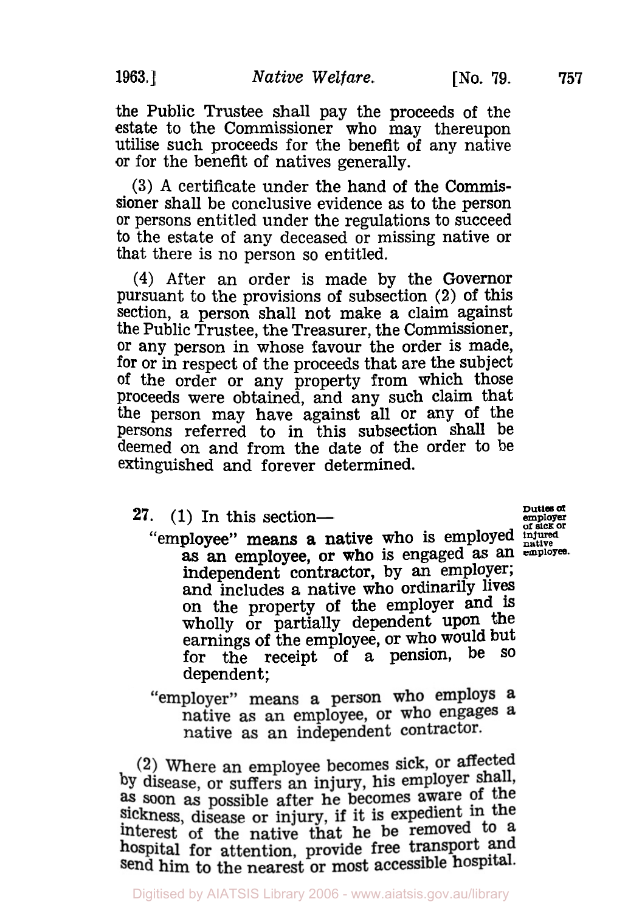the Public Trustee shall pay the proceeds of the estate to the Commissioner who may thereupon utilise such proceeds for the benefit of any native or for the benefit of natives generally.

(3) A certificate under the hand of the Commissioner shall be conclusive evidence as to the person or persons entitled under the regulations to succeed to the estate of any deceased or missing native or that there is no person so entitled.

(4) After an order is made by the Governor pursuant to the provisions of subsection (2) of this section, a person shall not make a claim against the Public Trustee, the Treasurer, the Commissioner, or any person in whose favour the order is made, for or in respect of the proceeds that are the subject of the order or any property from which those proceeds were obtained, and any such claim that the person may have against all or any of the persons referred to in this subsection shall be deemed on and from the date of the order to be extinguished and forever determined.

**Duties of employer of sick or injured native employee.**

**27.** (1) In this section—

"employee" means a native who is employed as an employee, or who is engaged as an independent contractor, by an employer; and includes a native who ordinarily lives on the property of the employer and is wholly or partially dependent upon the earnings of the employee, or who would but for the receipt of a pension, be so dependent;

"employer" means a person who employs a native as an employee, or who engages a native as an independent contractor.

(2) Where an employee becomes sick, or affected by disease, or suffers an injury, his employer shall, as soon as possible after he becomes aware of the sickness, disease or injury, if it is expedient in the interest of the native that he be removed to a hospital for attention, provide free transport and send him to the nearest or most accessible hospital.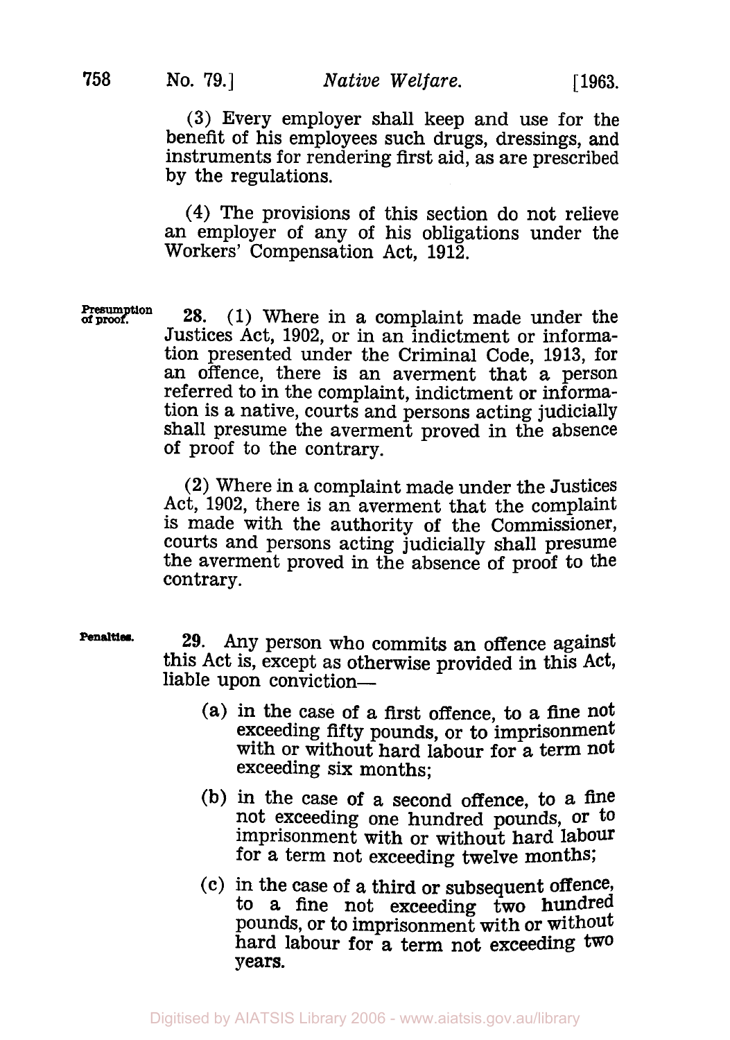(3) Every employer shall keep and use for the benefit of his employees such drugs, dressings, and instruments for rendering first aid, as are prescribed by the regulations.

(4) The provisions of this section do not relieve an employer of any of his obligations under the Workers' Compensation Act, 1912.

**Presumption of proof.**

**28.** (1) Where in a complaint made under the Justices Act, 1902, or in an indictment or information presented under the Criminal Code, 1913, for an offence, there is an averment that a person referred to in the complaint, indictment or information is a native, courts and persons acting judicially shall presume the averment proved in the absence of proof to the contrary.

(2) Where in a complaint made under the Justices Act, 1902, there is an averment that the complaint is made with the authority of the Commissioner, courts and persons acting judicially shall presume the averment proved in the absence of proof to the contrary.

**Penalties.**

**29.** Any person who commits an offence against this Act is, except as otherwise provided in this Act, liable upon conviction—

(a) in the case of a first offence, to a fine not exceeding fifty pounds, or to imprisonment with or without hard labour for a term not exceeding six months;

(b) in the case of a second offence, to a fine not exceeding one hundred pounds, or to imprisonment with or without hard labour for a term not exceeding twelve months;

(c) in the case of a third or subsequent offence, to a fine not exceeding two hundred pounds, or to imprisonment with or without hard labour for a term not exceeding two years.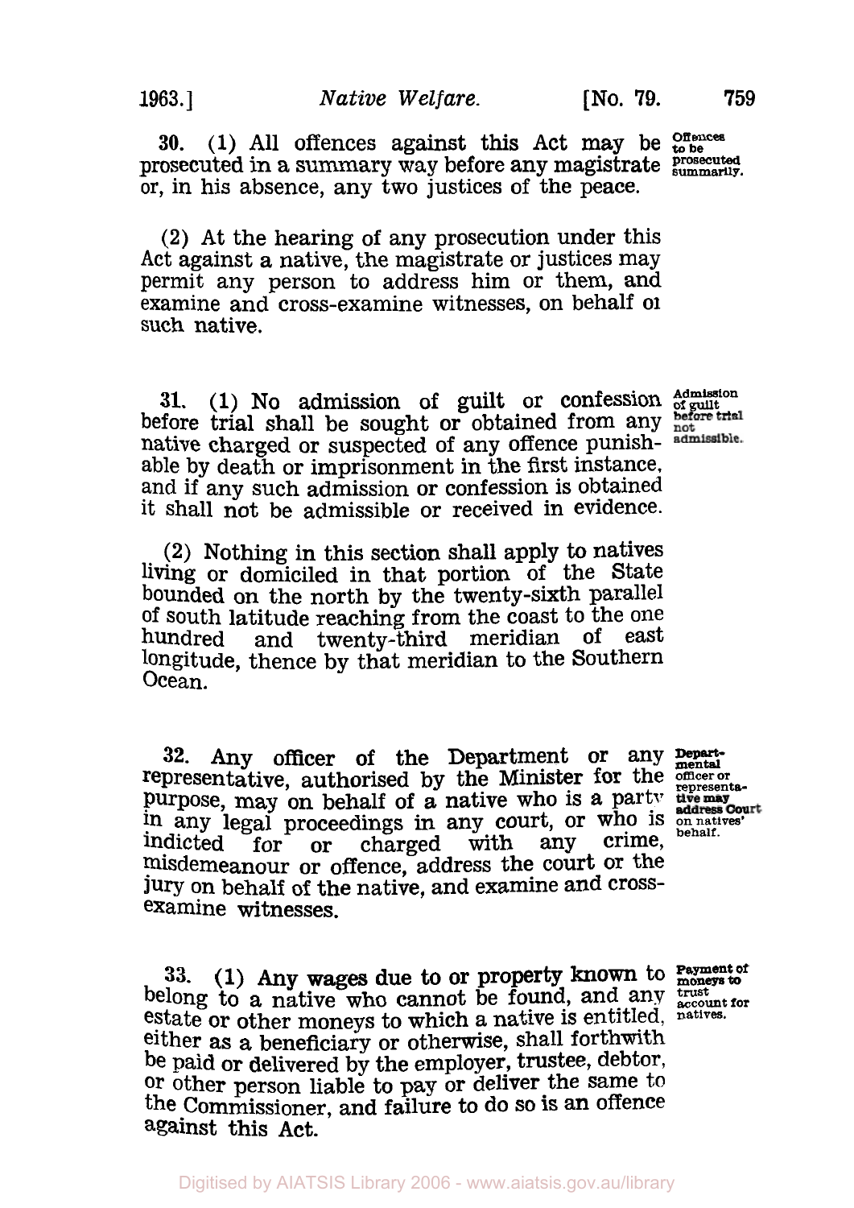**30.** (1) All offences against this Act may be prosecuted in a summary way before any magistrate or, in his absence, any two justices of the peace.

*Offences to be prosecuted summarily.*

(2) At the hearing of any prosecution under this Act against a native, the magistrate or justices may permit any person to address him or them, and examine and cross-examine witnesses, on behalf oi such native.

**31.** (1) No admission of guilt or confession before trial shall be sought or obtained from any native charged or suspected of any offence punishable by death or imprisonment in the first instance, and if any such admission or confession is obtained it shall not be admissible or received in evidence.

*Admission of guilt before trial not admissible.*

(2) Nothing in this section shall apply to natives living or domiciled in that portion of the State bounded on the north by the twenty-sixth parallel of south latitude reaching from the coast to the one hundred and twenty-third meridian of east longitude, thence by that meridian to the Southern Ocean.

**32.** Any officer of the Department or any representative, authorised by the Minister for the purpose, may on behalf of a native who is a party in any legal proceedings in any court, or who is indicted for or charged with any crime, misdemeanour or offence, address the court or the jury on behalf of the native, and examine and cross-examine witnesses.

*Departmental officer or representative may address Court on natives' behalf.*

**33.** (1) Any wages due to or property known to belong to a native who cannot be found, and any estate or other moneys to which a native is entitled, either as a beneficiary or otherwise, shall forthwith be paid or delivered by the employer, trustee, debtor, or other person liable to pay or deliver the same to the Commissioner, and failure to do so is an offence against this Act.

*Payment of moneys to trust account for natives.*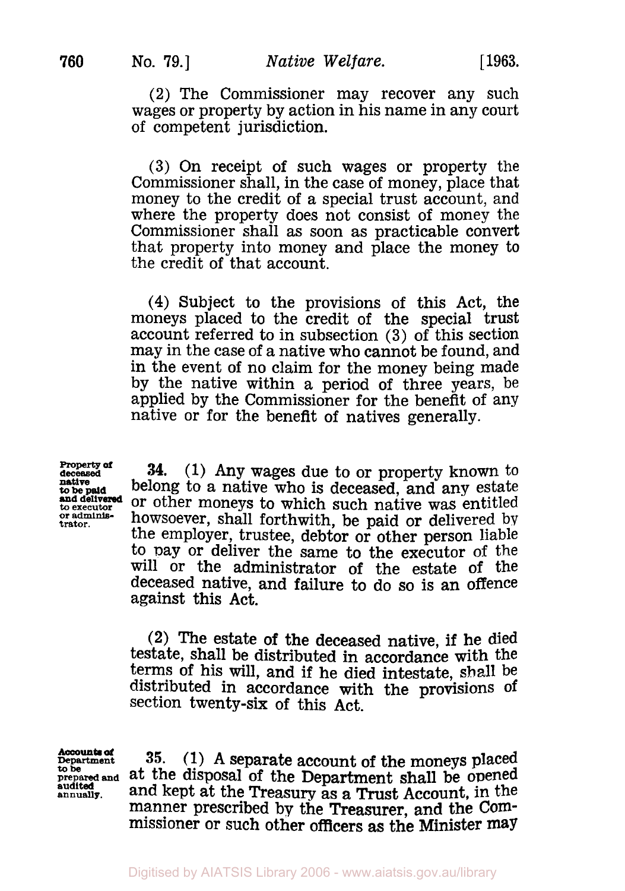(2) The Commissioner may recover any such wages or property by action in his name in any court of competent jurisdiction.

(3) On receipt of such wages or property the Commissioner shall, in the case of money, place that money to the credit of a special trust account, and where the property does not consist of money the Commissioner shall as soon as practicable convert that property into money and place the money to the credit of that account.

(4) Subject to the provisions of this Act, the moneys placed to the credit of the special trust account referred to in subsection (3) of this section may in the case of a native who cannot be found, and in the event of no claim for the money being made by the native within a period of three years, be applied by the Commissioner for the benefit of any native or for the benefit of natives generally.

*Property of deceased native to be paid and delivered to executor or administrator.*

**34.** (1) Any wages due to or property known to belong to a native who is deceased, and any estate or other moneys to which such native was entitled howsoever, shall forthwith, be paid or delivered by the employer, trustee, debtor or other person liable to pay or deliver the same to the executor of the will or the administrator of the estate of the deceased native, and failure to do so is an offence against this Act.

(2) The estate of the deceased native, if he died testate, shall be distributed in accordance with the terms of his will, and if he died intestate, shall be distributed in accordance with the provisions of section twenty-six of this Act.

*Accounts of Department to be prepared and audited annually.*

**35.** (1) A separate account of the moneys placed at the disposal of the Department shall be opened and kept at the Treasury as a Trust Account, in the manner prescribed by the Treasurer, and the Commissioner or such other officers as the Minister may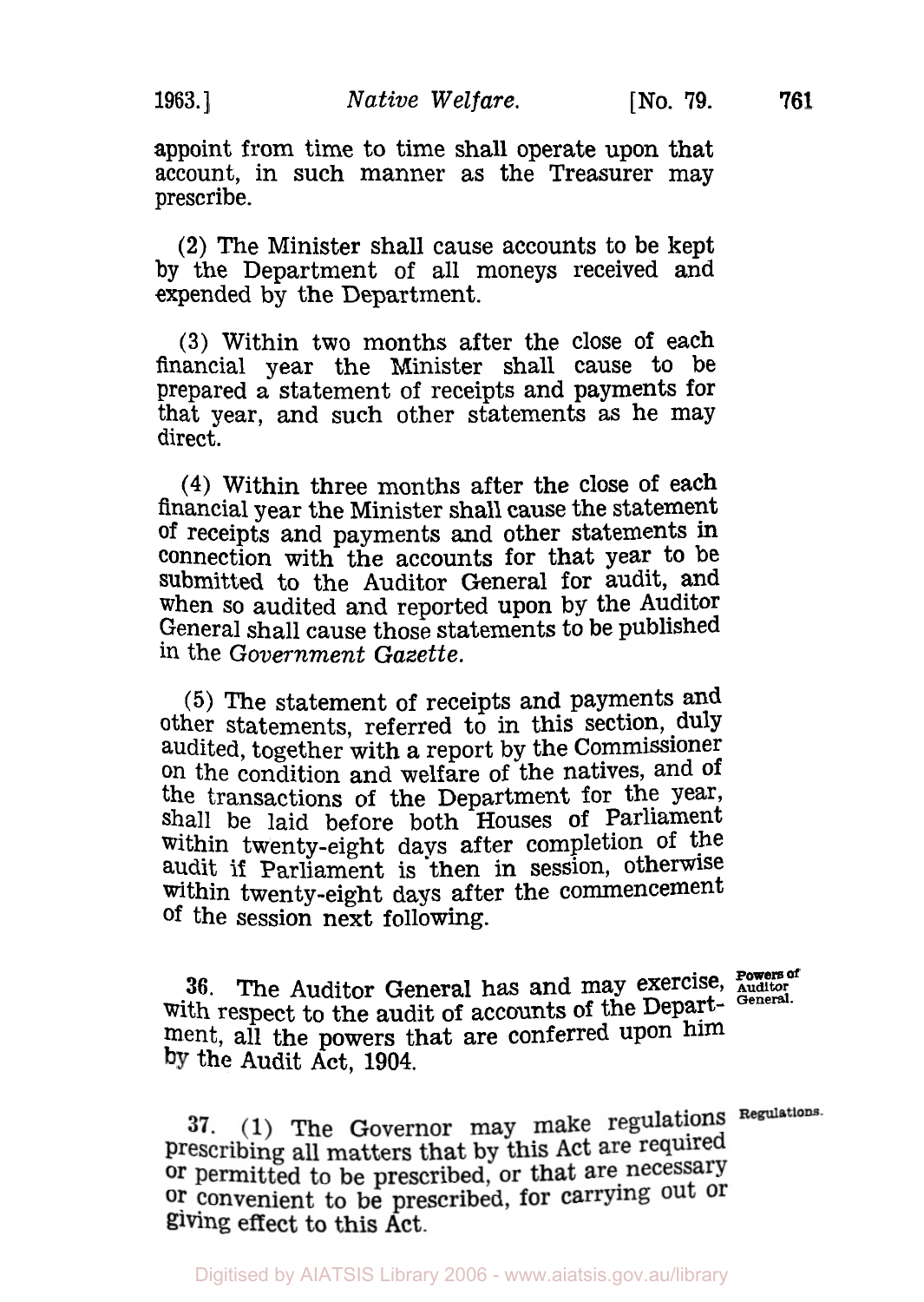appoint from time to time shall operate upon that account, in such manner as the Treasurer may prescribe.

(2) The Minister shall cause accounts to be kept by the Department of all moneys received and expended by the Department.

(3) Within two months after the close of each financial year the Minister shall cause to be prepared a statement of receipts and payments for that year, and such other statements as he may direct.

(4) Within three months after the close of each financial year the Minister shall cause the statement of receipts and payments and other statements in connection with the accounts for that year to be submitted to the Auditor General for audit, and when so audited and reported upon by the Auditor General shall cause those statements to be published in the *Government Gazette*.

(5) The statement of receipts and payments and other statements, referred to in this section, duly audited, together with a report by the Commissioner on the condition and welfare of the natives, and of the transactions of the Department for the year, shall be laid before both Houses of Parliament within twenty-eight days after completion of the audit if Parliament is then in session, otherwise within twenty-eight days after the commencement of the session next following.

**Powers of Auditor General.**

36. The Auditor General has and may exercise, with respect to the audit of accounts of the Department, all the powers that are conferred upon him by the Audit Act, 1904.

**Regulations.**

37. (1) The Governor may make regulations prescribing all matters that by this Act are required or permitted to be prescribed, or that are necessary or convenient to be prescribed, for carrying out or giving effect to this Act.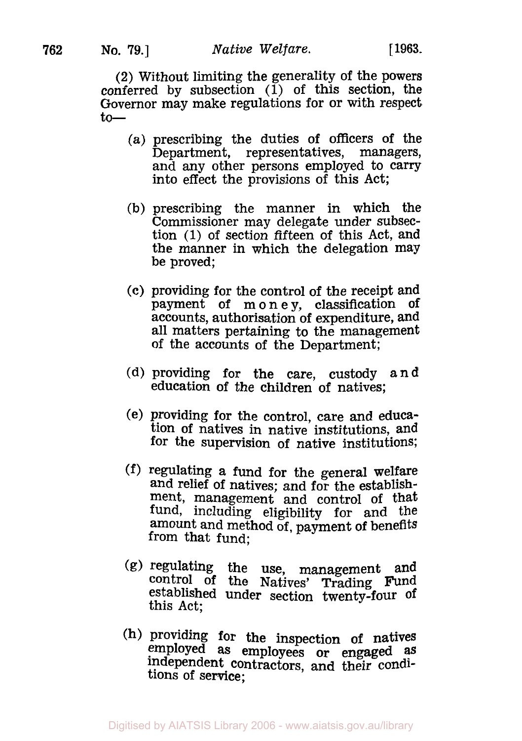(2) Without limiting the generality of the powers conferred by subsection (1) of this section, the Governor may make regulations for or with respect to—

(a) prescribing the duties of officers of the Department, representatives, managers, and any other persons employed to carry into effect the provisions of this Act;

(b) prescribing the manner in which the Commissioner may delegate under subsection (1) of section fifteen of this Act, and the manner in which the delegation may be proved;

(c) providing for the control of the receipt and payment of money, classification of accounts, authorisation of expenditure, and all matters pertaining to the management of the accounts of the Department;

(d) providing for the care, custody and education of the children of natives;

(e) providing for the control, care and education of natives in native institutions, and for the supervision of native institutions;

(f) regulating a fund for the general welfare and relief of natives; and for the establishment, management and control of that fund, including eligibility for and the amount and method of, payment of benefits from that fund;

(g) regulating the use, management and control of the Natives' Trading Fund established under section twenty-four of this Act;

(h) providing for the inspection of natives employed as employees or engaged as independent contractors, and their conditions of service;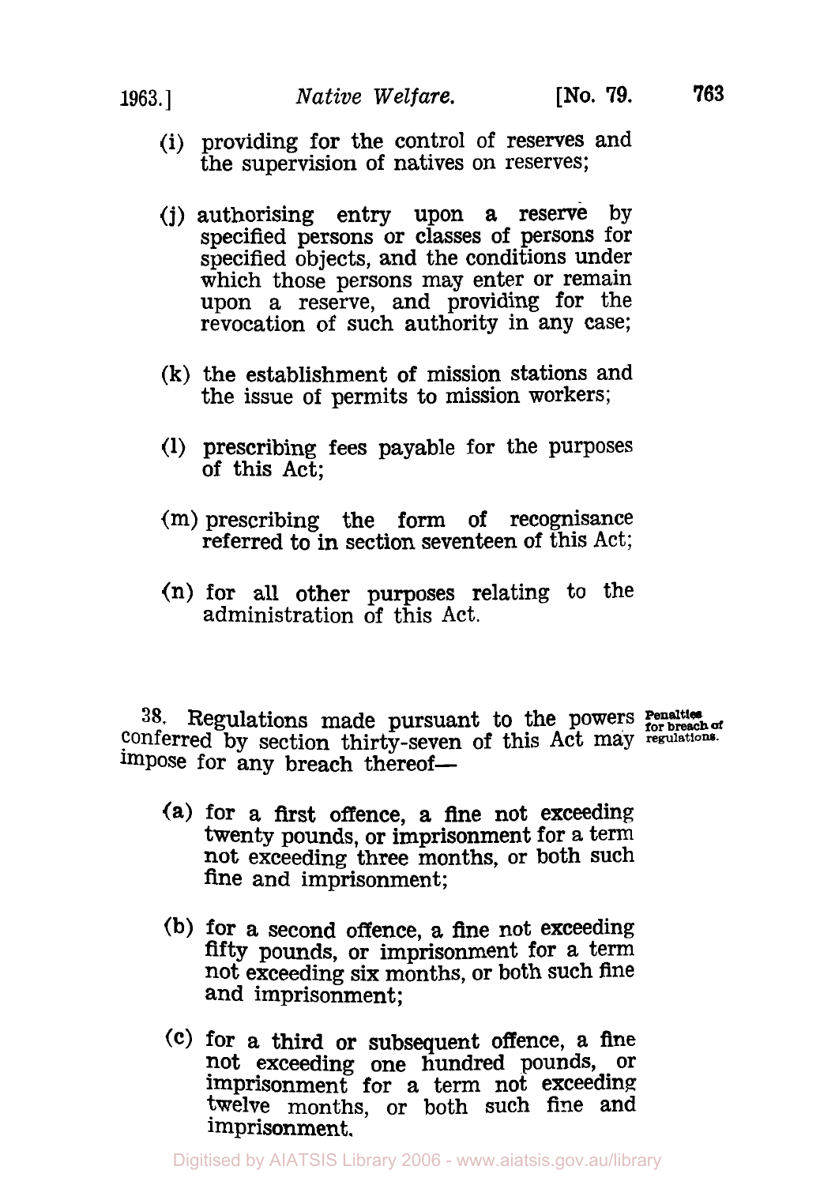(i) providing for the control of reserves and the supervision of natives on reserves;

(j) authorising entry upon a reserve by specified persons or classes of persons for specified objects, and the conditions under which those persons may enter or remain upon a reserve, and providing for the revocation of such authority in any case;

(k) the establishment of mission stations and the issue of permits to mission workers;

(l) prescribing fees payable for the purposes of this Act;

(m) prescribing the form of recognisance referred to in section seventeen of this Act;

(n) for all other purposes relating to the administration of this Act.

**Penalties for breach of regulations.**

38. Regulations made pursuant to the powers conferred by section thirty-seven of this Act may impose for any breach thereof—

(a) for a first offence, a fine not exceeding twenty pounds, or imprisonment for a term not exceeding three months, or both such fine and imprisonment;

(b) for a second offence, a fine not exceeding fifty pounds, or imprisonment for a term not exceeding six months, or both such fine and imprisonment;

(c) for a third or subsequent offence, a fine not exceeding one hundred pounds, or imprisonment for a term not exceeding twelve months, or both such fine and imprisonment.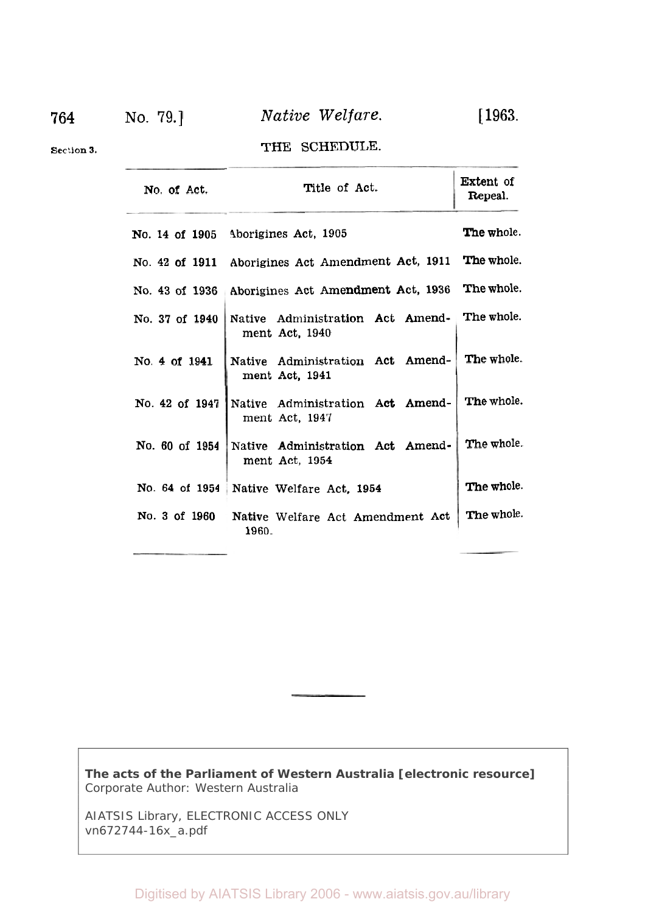Section 3.

## THE SCHEDULE.

| No. of Act. | Title of Act. | Extent of Repeal. |
|---|---|---|
| No. 14 of 1905 | Aborigines Act, 1905 | The whole. |
| No. 42 of 1911 | Aborigines Act Amendment Act, 1911 | The whole. |
| No. 43 of 1936 | Aborigines Act Amendment Act, 1936 | The whole. |
| No. 37 of 1940 | Native Administration Act Amendment Act, 1940 | The whole. |
| No. 4 of 1941 | Native Administration Act Amendment Act, 1941 | The whole. |
| No. 42 of 1947 | Native Administration Act Amendment Act, 1947 | The whole. |
| No. 60 of 1954 | Native Administration Act Amendment Act, 1954 | The whole. |
| No. 64 of 1954 | Native Welfare Act, 1954 | The whole. |
| No. 3 of 1960 | Native Welfare Act Amendment Act 1960. | The whole. |

**The acts of the Parliament of Western Australia [electronic resource]**
Corporate Author: Western Australia

AIATSIS Library, ELECTRONIC ACCESS ONLY
vn672744-16x_a.pdf

Digitised by AIATSIS Library 2006 - www.aiatsis.gov.au/library